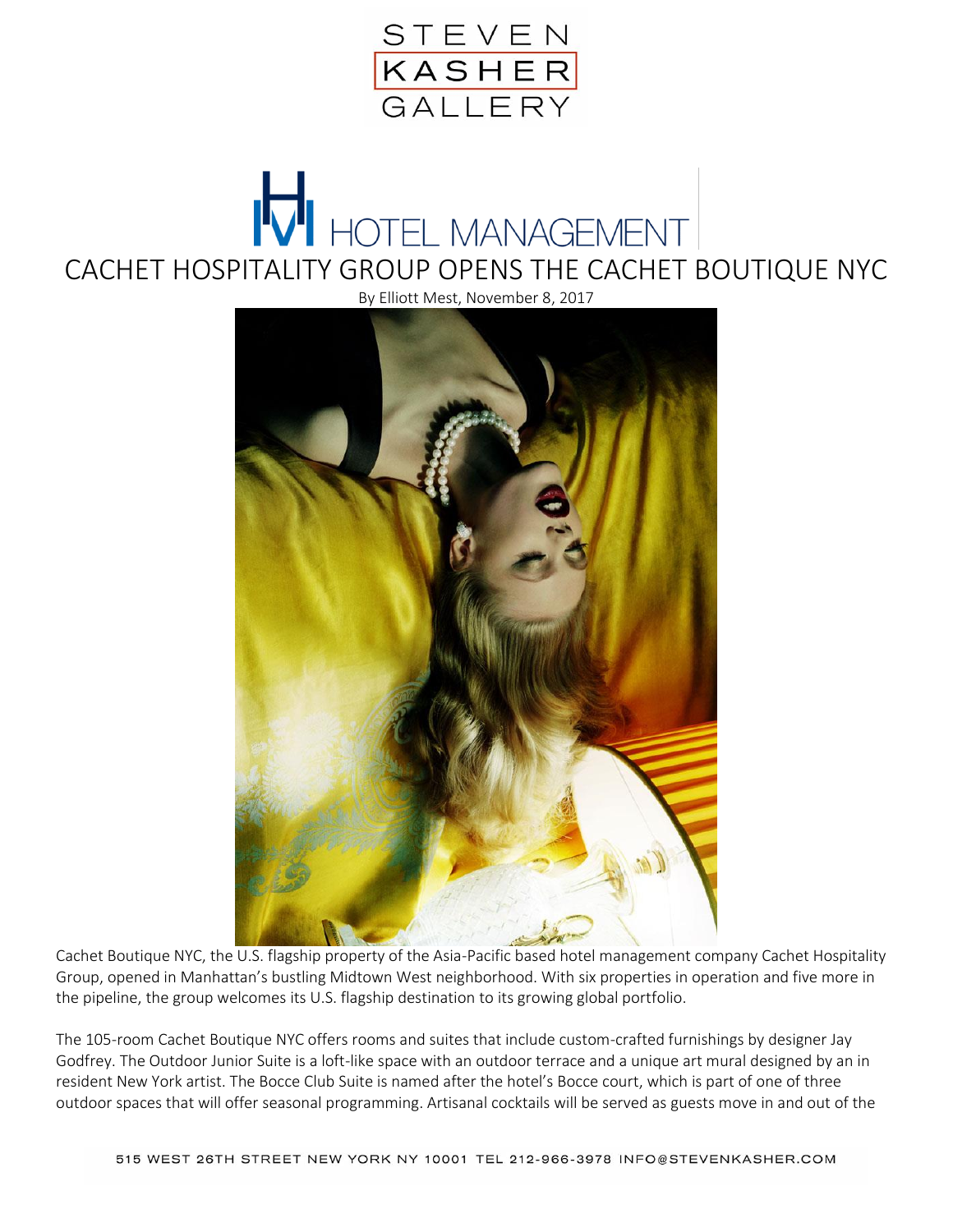STEVEN KASHER GALLERY

HOTEL MANAGEMENT

# CACHET HOSPITALITY GROUP OPENS THE CACHET BOUTIQUE NYC

By Elliott Mest, November 8, 2017

Cachet Boutique NYC, the U.S. flagship property of the Asia-Pacific based hotel management company Cachet Hospitality Group, opened in Manhattan's bustling Midtown West neighborhood. With six properties in operation and five more in the pipeline, the group welcomes its U.S. flagship destination to its growing global portfolio.

The 105-room Cachet Boutique NYC offers rooms and suites that include custom-crafted furnishings by designer Jay Godfrey. The Outdoor Junior Suite is a loft-like space with an outdoor terrace and a unique art mural designed by an in resident New York artist. The Bocce Club Suite is named after the hotel's Bocce court, which is part of one of three outdoor spaces that will offer seasonal programming. Artisanal cocktails will be served as guests move in and out of the

515 WEST 26TH STREET NEW YORK NY 10001 TEL 212-966-3978 INFO@STEVENKASHER.COM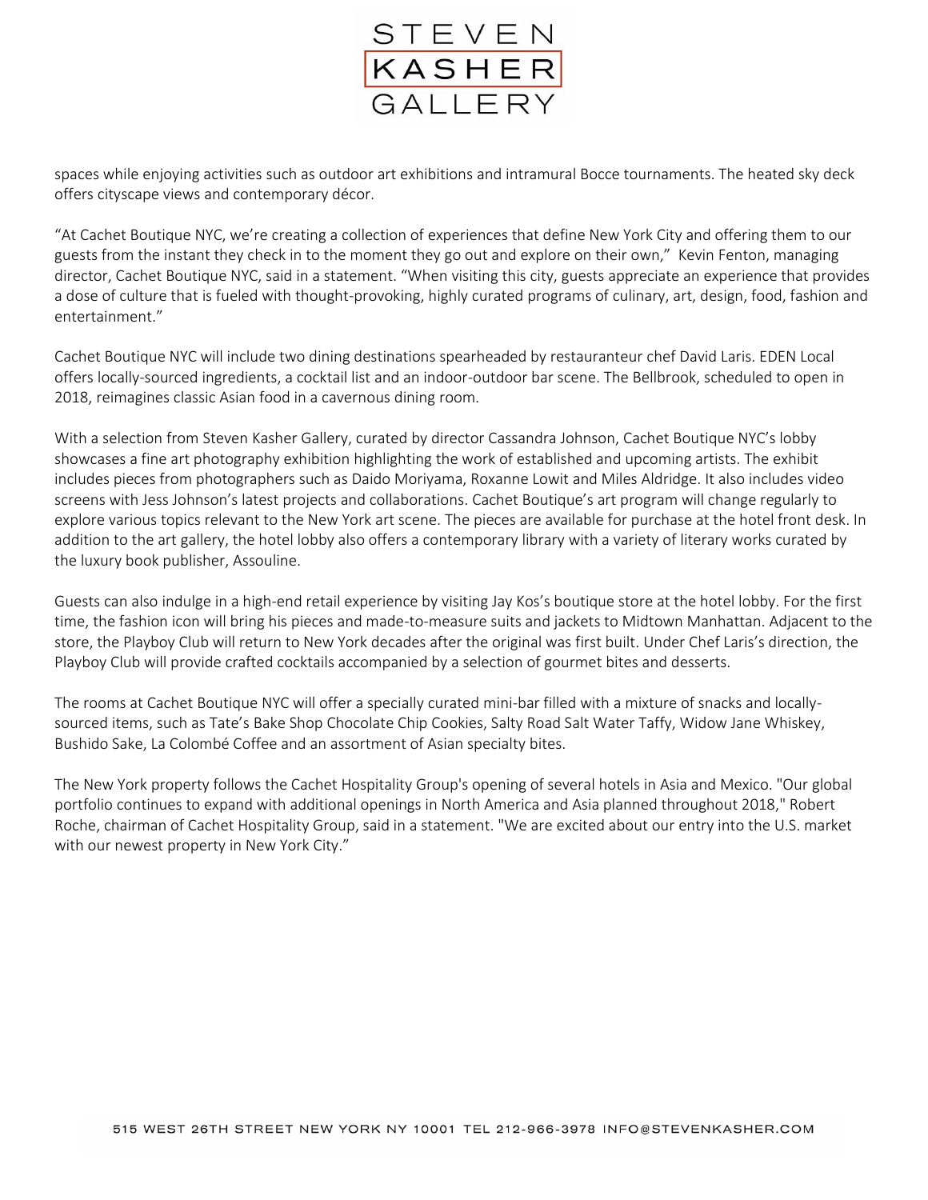spaces while enjoying activities such as outdoor art exhibitions and intramural Bocce tournaments. The heated sky deck offers cityscape views and contemporary décor.

“At Cachet Boutique NYC, we’re creating a collection of experiences that define New York City and offering them to our guests from the instant they check in to the moment they go out and explore on their own,” Kevin Fenton, managing director, Cachet Boutique NYC, said in a statement. “When visiting this city, guests appreciate an experience that provides a dose of culture that is fueled with thought-provoking, highly curated programs of culinary, art, design, food, fashion and entertainment.”

Cachet Boutique NYC will include two dining destinations spearheaded by restauranteur chef David Laris. EDEN Local offers locally-sourced ingredients, a cocktail list and an indoor-outdoor bar scene. The Bellbrook, scheduled to open in 2018, reimagines classic Asian food in a cavernous dining room.

With a selection from Steven Kasher Gallery, curated by director Cassandra Johnson, Cachet Boutique NYC’s lobby showcases a fine art photography exhibition highlighting the work of established and upcoming artists. The exhibit includes pieces from photographers such as Daido Moriyama, Roxanne Lowit and Miles Aldridge. It also includes video screens with Jess Johnson’s latest projects and collaborations. Cachet Boutique’s art program will change regularly to explore various topics relevant to the New York art scene. The pieces are available for purchase at the hotel front desk. In addition to the art gallery, the hotel lobby also offers a contemporary library with a variety of literary works curated by the luxury book publisher, Assouline.

Guests can also indulge in a high-end retail experience by visiting Jay Kos’s boutique store at the hotel lobby. For the first time, the fashion icon will bring his pieces and made-to-measure suits and jackets to Midtown Manhattan. Adjacent to the store, the Playboy Club will return to New York decades after the original was first built. Under Chef Laris’s direction, the Playboy Club will provide crafted cocktails accompanied by a selection of gourmet bites and desserts.

The rooms at Cachet Boutique NYC will offer a specially curated mini-bar filled with a mixture of snacks and locally-sourced items, such as Tate’s Bake Shop Chocolate Chip Cookies, Salty Road Salt Water Taffy, Widow Jane Whiskey, Bushido Sake, La Colombé Coffee and an assortment of Asian specialty bites.

The New York property follows the Cachet Hospitality Group's opening of several hotels in Asia and Mexico. "Our global portfolio continues to expand with additional openings in North America and Asia planned throughout 2018," Robert Roche, chairman of Cachet Hospitality Group, said in a statement. "We are excited about our entry into the U.S. market with our newest property in New York City.”